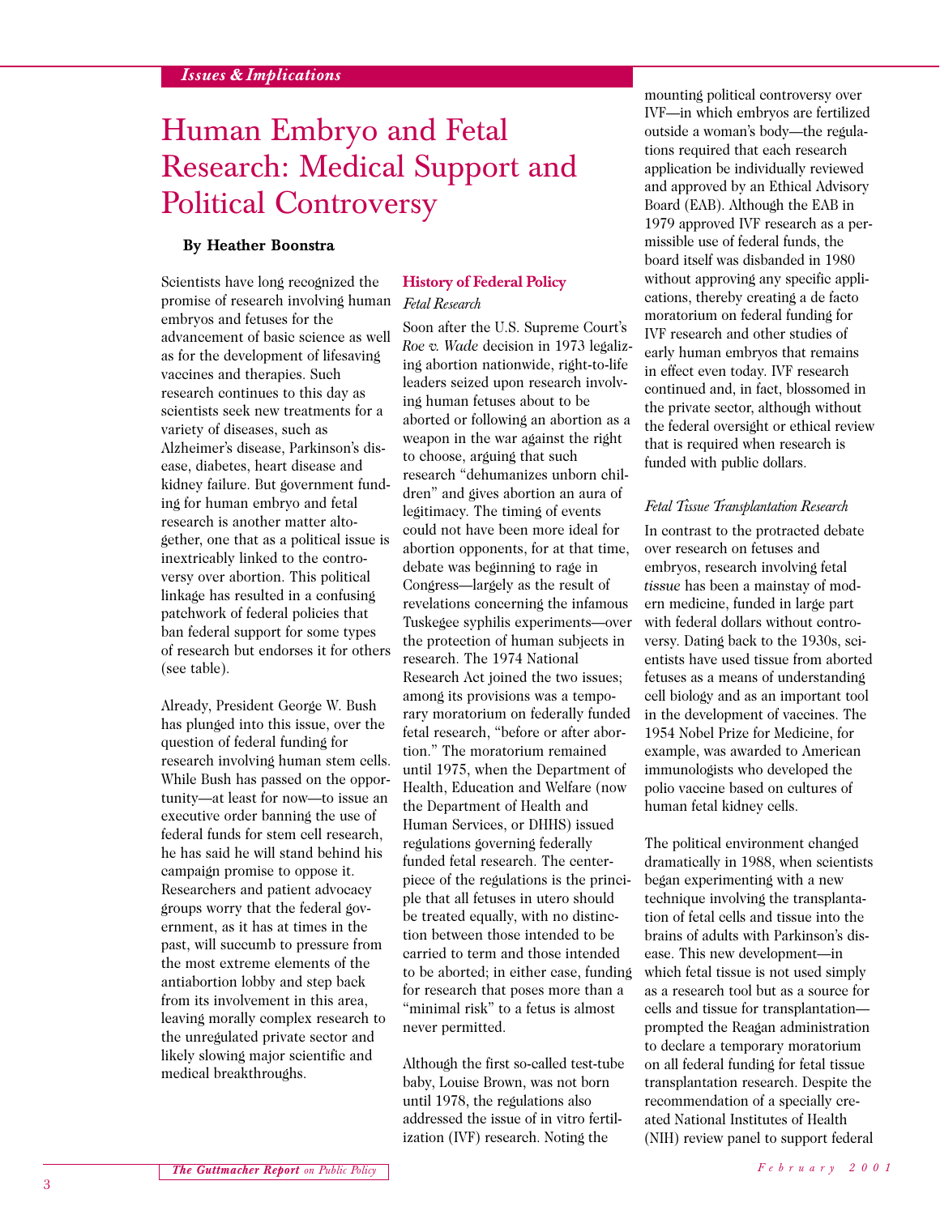*Issues & Implications*

# Human Embryo and Fetal Research: Medical Support and Political Controversy

**By Heather Boonstra**

Scientists have long recognized the promise of research involving human embryos and fetuses for the advancement of basic science as well as for the development of lifesaving vaccines and therapies. Such research continues to this day as scientists seek new treatments for a variety of diseases, such as Alzheimer's disease, Parkinson's disease, diabetes, heart disease and kidney failure. But government funding for human embryo and fetal research is another matter altogether, one that as a political issue is inextricably linked to the controversy over abortion. This political linkage has resulted in a confusing patchwork of federal policies that ban federal support for some types of research but endorses it for others (see table).

Already, President George W. Bush has plunged into this issue, over the question of federal funding for research involving human stem cells. While Bush has passed on the opportunity—at least for now—to issue an executive order banning the use of federal funds for stem cell research, he has said he will stand behind his campaign promise to oppose it. Researchers and patient advocacy groups worry that the federal government, as it has at times in the past, will succumb to pressure from the most extreme elements of the antiabortion lobby and step back from its involvement in this area, leaving morally complex research to the unregulated private sector and likely slowing major scientific and medical breakthroughs.

## History of Federal Policy

### *Fetal Research*

Soon after the U.S. Supreme Court's *Roe v. Wade* decision in 1973 legalizing abortion nationwide, right-to-life leaders seized upon research involving human fetuses about to be aborted or following an abortion as a weapon in the war against the right to choose, arguing that such research "dehumanizes unborn children" and gives abortion an aura of legitimacy. The timing of events could not have been more ideal for abortion opponents, for at that time, debate was beginning to rage in Congress—largely as the result of revelations concerning the infamous Tuskegee syphilis experiments—over the protection of human subjects in research. The 1974 National Research Act joined the two issues; among its provisions was a temporary moratorium on federally funded fetal research, "before or after abortion." The moratorium remained until 1975, when the Department of Health, Education and Welfare (now the Department of Health and Human Services, or DHHS) issued regulations governing federally funded fetal research. The centerpiece of the regulations is the principle that all fetuses in utero should be treated equally, with no distinction between those intended to be carried to term and those intended to be aborted; in either case, funding for research that poses more than a "minimal risk" to a fetus is almost never permitted.

Although the first so-called test-tube baby, Louise Brown, was not born until 1978, the regulations also addressed the issue of in vitro fertilization (IVF) research. Noting the mounting political controversy over IVF—in which embryos are fertilized outside a woman's body—the regulations required that each research application be individually reviewed and approved by an Ethical Advisory Board (EAB). Although the EAB in 1979 approved IVF research as a permissible use of federal funds, the board itself was disbanded in 1980 without approving any specific applications, thereby creating a de facto moratorium on federal funding for IVF research and other studies of early human embryos that remains in effect even today. IVF research continued and, in fact, blossomed in the private sector, although without the federal oversight or ethical review that is required when research is funded with public dollars.

### *Fetal Tissue Transplantation Research*

In contrast to the protracted debate over research on fetuses and embryos, research involving fetal *tissue* has been a mainstay of modern medicine, funded in large part with federal dollars without controversy. Dating back to the 1930s, scientists have used tissue from aborted fetuses as a means of understanding cell biology and as an important tool in the development of vaccines. The 1954 Nobel Prize for Medicine, for example, was awarded to American immunologists who developed the polio vaccine based on cultures of human fetal kidney cells.

The political environment changed dramatically in 1988, when scientists began experimenting with a new technique involving the transplantation of fetal cells and tissue into the brains of adults with Parkinson's disease. This new development—in which fetal tissue is not used simply as a research tool but as a source for cells and tissue for transplantation—prompted the Reagan administration to declare a temporary moratorium on all federal funding for fetal tissue transplantation research. Despite the recommendation of a specially created National Institutes of Health (NIH) review panel to support federal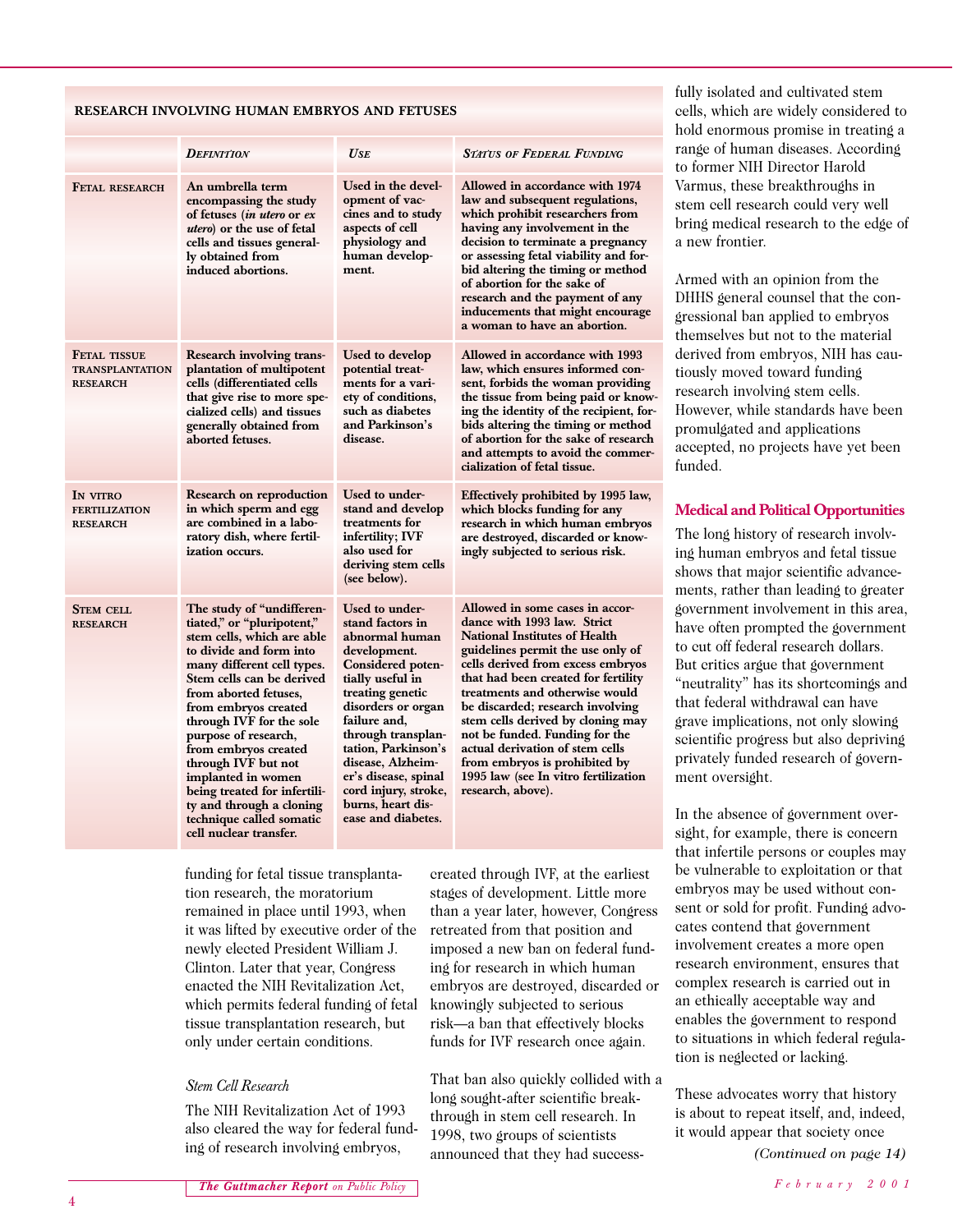**RESEARCH INVOLVING HUMAN EMBRYOS AND FETUSES**

| | *Definition* | *Use* | *Status of Federal Funding* |
|---|---|---|---|
| **Fetal research** | **An umbrella term encompassing the study of fetuses (*in utero* or *ex utero*) or the use of fetal cells and tissues generally obtained from induced abortions.** | **Used in the development of vaccines and to study aspects of cell physiology and human development.** | **Allowed in accordance with 1974 law and subsequent regulations, which prohibit researchers from having any involvement in the decision to terminate a pregnancy or assessing fetal viability and forbid altering the timing or method of abortion for the sake of research and the payment of any inducements that might encourage a woman to have an abortion.** |
| **Fetal tissue transplantation research** | **Research involving transplantation of multipotent cells (differentiated cells that give rise to more specialized cells) and tissues generally obtained from aborted fetuses.** | **Used to develop potential treatments for a variety of conditions, such as diabetes and Parkinson's disease.** | **Allowed in accordance with 1993 law, which ensures informed consent, forbids the woman providing the tissue from being paid or knowing the identity of the recipient, forbids altering the timing or method of abortion for the sake of research and attempts to avoid the commercialization of fetal tissue.** |
| **In vitro fertilization research** | **Research on reproduction in which sperm and egg are combined in a laboratory dish, where fertilization occurs.** | **Used to understand and develop treatments for infertility; IVF also used for deriving stem cells (see below).** | **Effectively prohibited by 1995 law, which blocks funding for any research in which human embryos are destroyed, discarded or knowingly subjected to serious risk.** |
| **Stem cell research** | **The study of "undifferentiated," or "pluripotent," stem cells, which are able to divide and form into many different cell types. Stem cells can be derived from aborted fetuses, from embryos created through IVF for the sole purpose of research, from embryos created through IVF but not implanted in women being treated for infertility and through a cloning technique called somatic cell nuclear transfer.** | **Used to understand factors in abnormal human development. Considered potentially useful in treating genetic disorders or organ failure and, through transplantation, Parkinson's disease, Alzheimer's disease, spinal cord injury, stroke, burns, heart disease and diabetes.** | **Allowed in some cases in accordance with 1993 law. Strict National Institutes of Health guidelines permit the use only of cells derived from excess embryos that had been created for fertility treatments and otherwise would be discarded; research involving stem cells derived by cloning may not be funded. Funding for the actual derivation of stem cells from embryos is prohibited by 1995 law (see In vitro fertilization research, above).** |

funding for fetal tissue transplantation research, the moratorium remained in place until 1993, when it was lifted by executive order of the newly elected President William J. Clinton. Later that year, Congress enacted the NIH Revitalization Act, which permits federal funding of fetal tissue transplantation research, but only under certain conditions.

*Stem Cell Research*

The NIH Revitalization Act of 1993 also cleared the way for federal funding of research involving embryos, created through IVF, at the earliest stages of development. Little more than a year later, however, Congress retreated from that position and imposed a new ban on federal funding for research in which human embryos are destroyed, discarded or knowingly subjected to serious risk—a ban that effectively blocks funds for IVF research once again.

That ban also quickly collided with a long sought-after scientific breakthrough in stem cell research. In 1998, two groups of scientists announced that they had successfully isolated and cultivated stem cells, which are widely considered to hold enormous promise in treating a range of human diseases. According to former NIH Director Harold Varmus, these breakthroughs in stem cell research could very well bring medical research to the edge of a new frontier.

Armed with an opinion from the DHHS general counsel that the congressional ban applied to embryos themselves but not to the material derived from embryos, NIH has cautiously moved toward funding research involving stem cells. However, while standards have been promulgated and applications accepted, no projects have yet been funded.

## Medical and Political Opportunities

The long history of research involving human embryos and fetal tissue shows that major scientific advancements, rather than leading to greater government involvement in this area, have often prompted the government to cut off federal research dollars. But critics argue that government "neutrality" has its shortcomings and that federal withdrawal can have grave implications, not only slowing scientific progress but also depriving privately funded research of government oversight.

In the absence of government oversight, for example, there is concern that infertile persons or couples may be vulnerable to exploitation or that embryos may be used without consent or sold for profit. Funding advocates contend that government involvement creates a more open research environment, ensures that complex research is carried out in an ethically acceptable way and enables the government to respond to situations in which federal regulation is neglected or lacking.

These advocates worry that history is about to repeat itself, and, indeed, it would appear that society once

*(Continued on page 14)*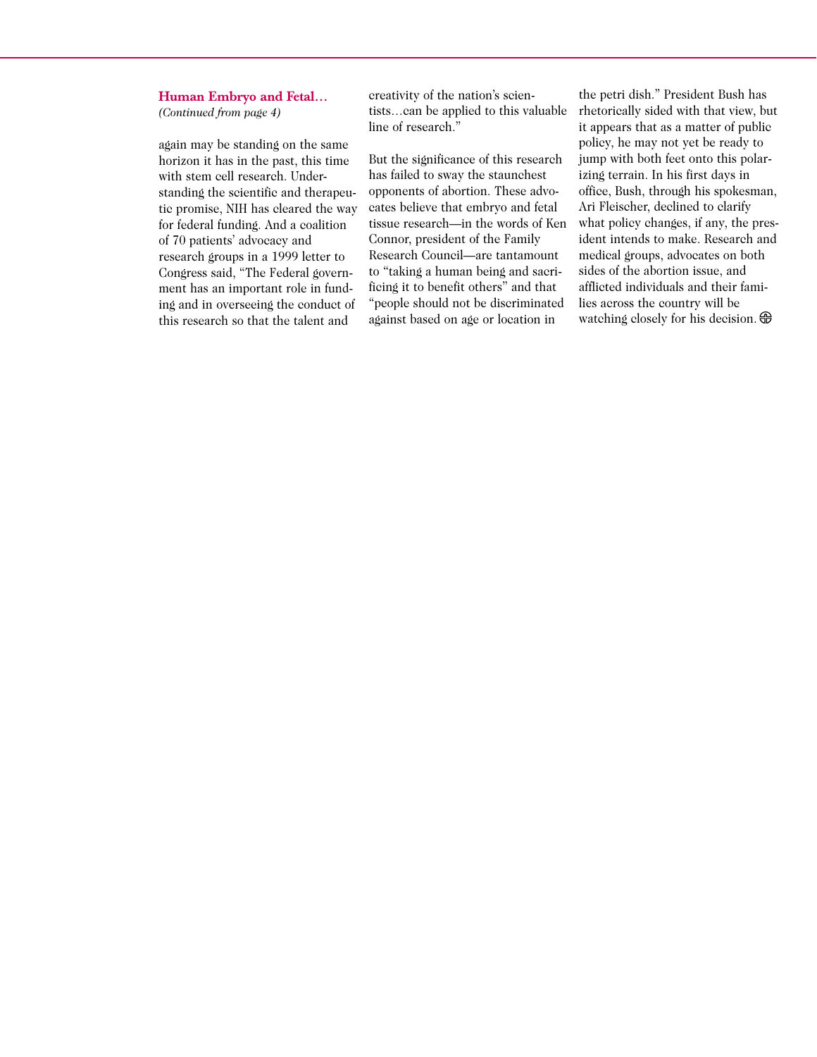**Human Embryo and Fetal...**
*(Continued from page 4)*

again may be standing on the same horizon it has in the past, this time with stem cell research. Understanding the scientific and therapeutic promise, NIH has cleared the way for federal funding. And a coalition of 70 patients' advocacy and research groups in a 1999 letter to Congress said, "The Federal government has an important role in funding and in overseeing the conduct of this research so that the talent and creativity of the nation's scientists...can be applied to this valuable line of research."

But the significance of this research has failed to sway the staunchest opponents of abortion. These advocates believe that embryo and fetal tissue research—in the words of Ken Connor, president of the Family Research Council—are tantamount to "taking a human being and sacrificing it to benefit others" and that "people should not be discriminated against based on age or location in the petri dish." President Bush has rhetorically sided with that view, but it appears that as a matter of public policy, he may not yet be ready to jump with both feet onto this polarizing terrain. In his first days in office, Bush, through his spokesman, Ari Fleischer, declined to clarify what policy changes, if any, the president intends to make. Research and medical groups, advocates on both sides of the abortion issue, and afflicted individuals and their families across the country will be watching closely for his decision.